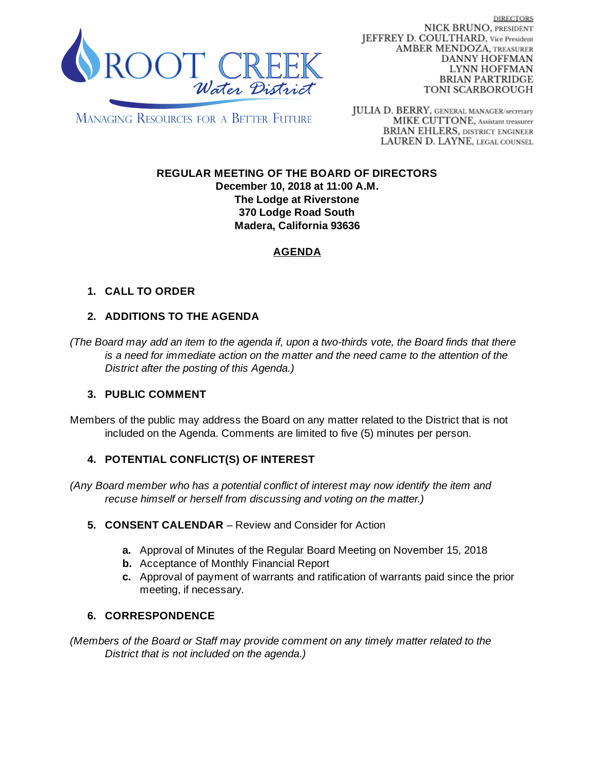# ROOT CREEK Water District

MANAGING RESOURCES FOR A BETTER FUTURE

DIRECTORS
NICK BRUNO, PRESIDENT
JEFFREY D. COULTHARD, Vice President
AMBER MENDOZA, TREASURER
DANNY HOFFMAN
LYNN HOFFMAN
BRIAN PARTRIDGE
TONI SCARBOROUGH

JULIA D. BERRY, GENERAL MANAGER/secretary
MIKE CUTTONE, Assistant treasurer
BRIAN EHLERS, DISTRICT ENGINEER
LAUREN D. LAYNE, LEGAL COUNSEL

**REGULAR MEETING OF THE BOARD OF DIRECTORS**
**December 10, 2018 at 11:00 A.M.**
**The Lodge at Riverstone**
**370 Lodge Road South**
**Madera, California 93636**

## AGENDA

1. **CALL TO ORDER**

2. **ADDITIONS TO THE AGENDA**

*(The Board may add an item to the agenda if, upon a two-thirds vote, the Board finds that there is a need for immediate action on the matter and the need came to the attention of the District after the posting of this Agenda.)*

3. **PUBLIC COMMENT**

Members of the public may address the Board on any matter related to the District that is not included on the Agenda. Comments are limited to five (5) minutes per person.

4. **POTENTIAL CONFLICT(S) OF INTEREST**

*(Any Board member who has a potential conflict of interest may now identify the item and recuse himself or herself from discussing and voting on the matter.)*

5. **CONSENT CALENDAR** – Review and Consider for Action

   **a.** Approval of Minutes of the Regular Board Meeting on November 15, 2018
   **b.** Acceptance of Monthly Financial Report
   **c.** Approval of payment of warrants and ratification of warrants paid since the prior meeting, if necessary.

6. **CORRESPONDENCE**

*(Members of the Board or Staff may provide comment on any timely matter related to the District that is not included on the agenda.)*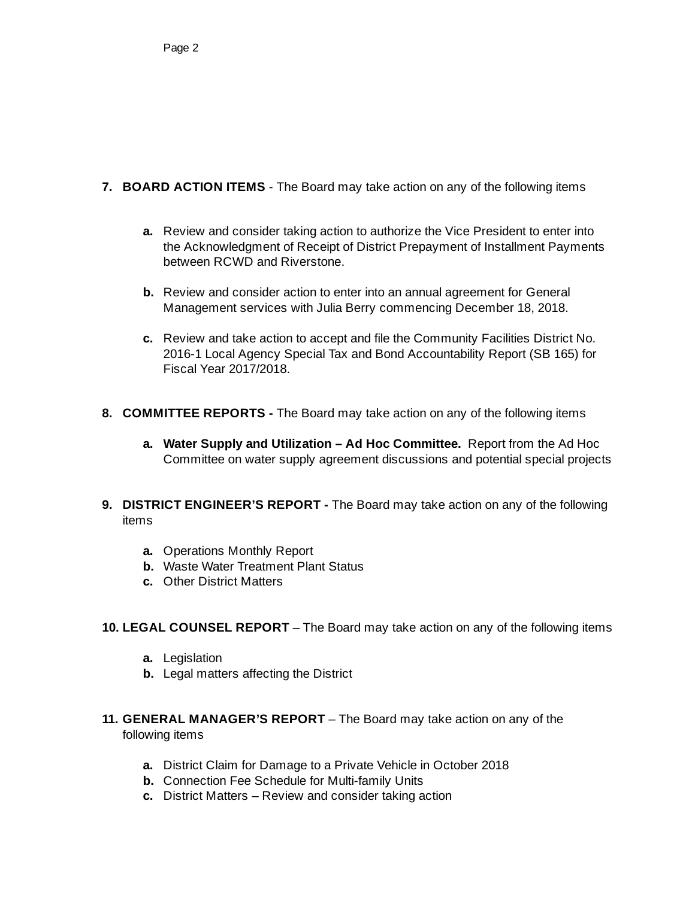7. **BOARD ACTION ITEMS** - The Board may take action on any of the following items

    a. Review and consider taking action to authorize the Vice President to enter into the Acknowledgment of Receipt of District Prepayment of Installment Payments between RCWD and Riverstone.

    b. Review and consider action to enter into an annual agreement for General Management services with Julia Berry commencing December 18, 2018.

    c. Review and take action to accept and file the Community Facilities District No. 2016-1 Local Agency Special Tax and Bond Accountability Report (SB 165) for Fiscal Year 2017/2018.

8. **COMMITTEE REPORTS -** The Board may take action on any of the following items

    a. **Water Supply and Utilization – Ad Hoc Committee.** Report from the Ad Hoc Committee on water supply agreement discussions and potential special projects

9. **DISTRICT ENGINEER'S REPORT -** The Board may take action on any of the following items

    a. Operations Monthly Report
    b. Waste Water Treatment Plant Status
    c. Other District Matters

10. **LEGAL COUNSEL REPORT** – The Board may take action on any of the following items

    a. Legislation
    b. Legal matters affecting the District

11. **GENERAL MANAGER'S REPORT** – The Board may take action on any of the following items

    a. District Claim for Damage to a Private Vehicle in October 2018
    b. Connection Fee Schedule for Multi-family Units
    c. District Matters – Review and consider taking action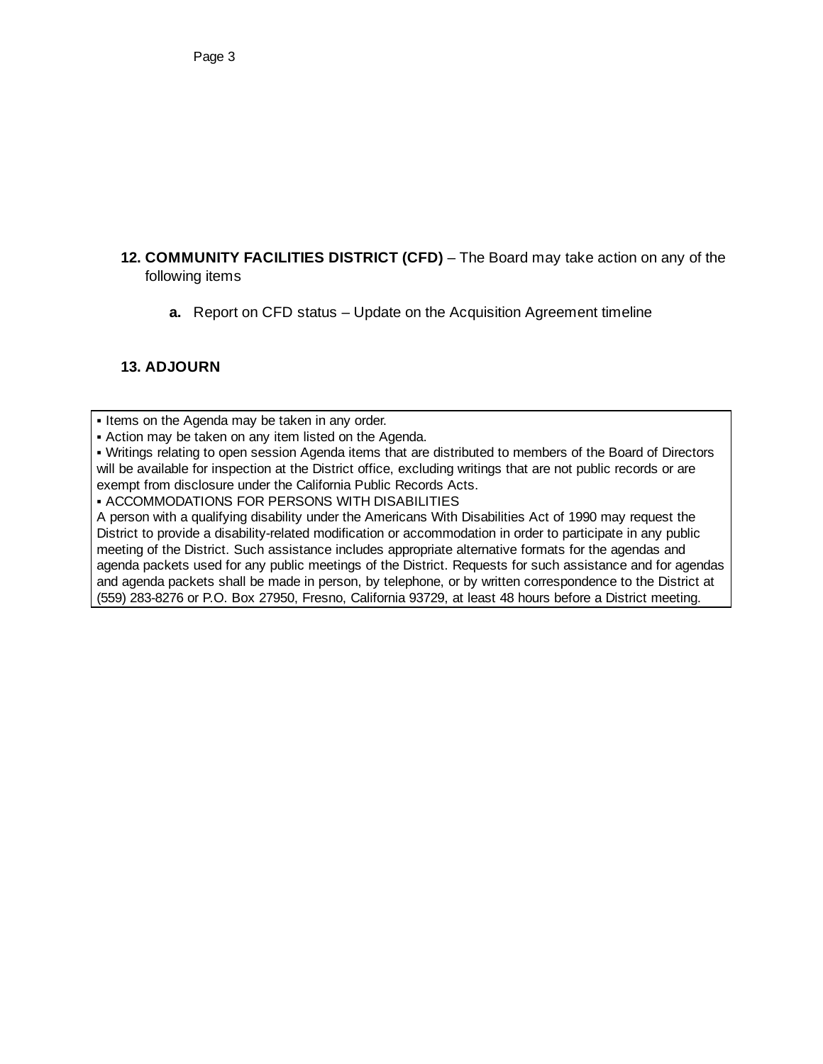**12. COMMUNITY FACILITIES DISTRICT (CFD)** – The Board may take action on any of the following items

   **a.** Report on CFD status – Update on the Acquisition Agreement timeline

**13. ADJOURN**

▪ Items on the Agenda may be taken in any order.
▪ Action may be taken on any item listed on the Agenda.
▪ Writings relating to open session Agenda items that are distributed to members of the Board of Directors will be available for inspection at the District office, excluding writings that are not public records or are exempt from disclosure under the California Public Records Acts.
▪ ACCOMMODATIONS FOR PERSONS WITH DISABILITIES
A person with a qualifying disability under the Americans With Disabilities Act of 1990 may request the District to provide a disability-related modification or accommodation in order to participate in any public meeting of the District. Such assistance includes appropriate alternative formats for the agendas and agenda packets used for any public meetings of the District. Requests for such assistance and for agendas and agenda packets shall be made in person, by telephone, or by written correspondence to the District at (559) 283-8276 or P.O. Box 27950, Fresno, California 93729, at least 48 hours before a District meeting.